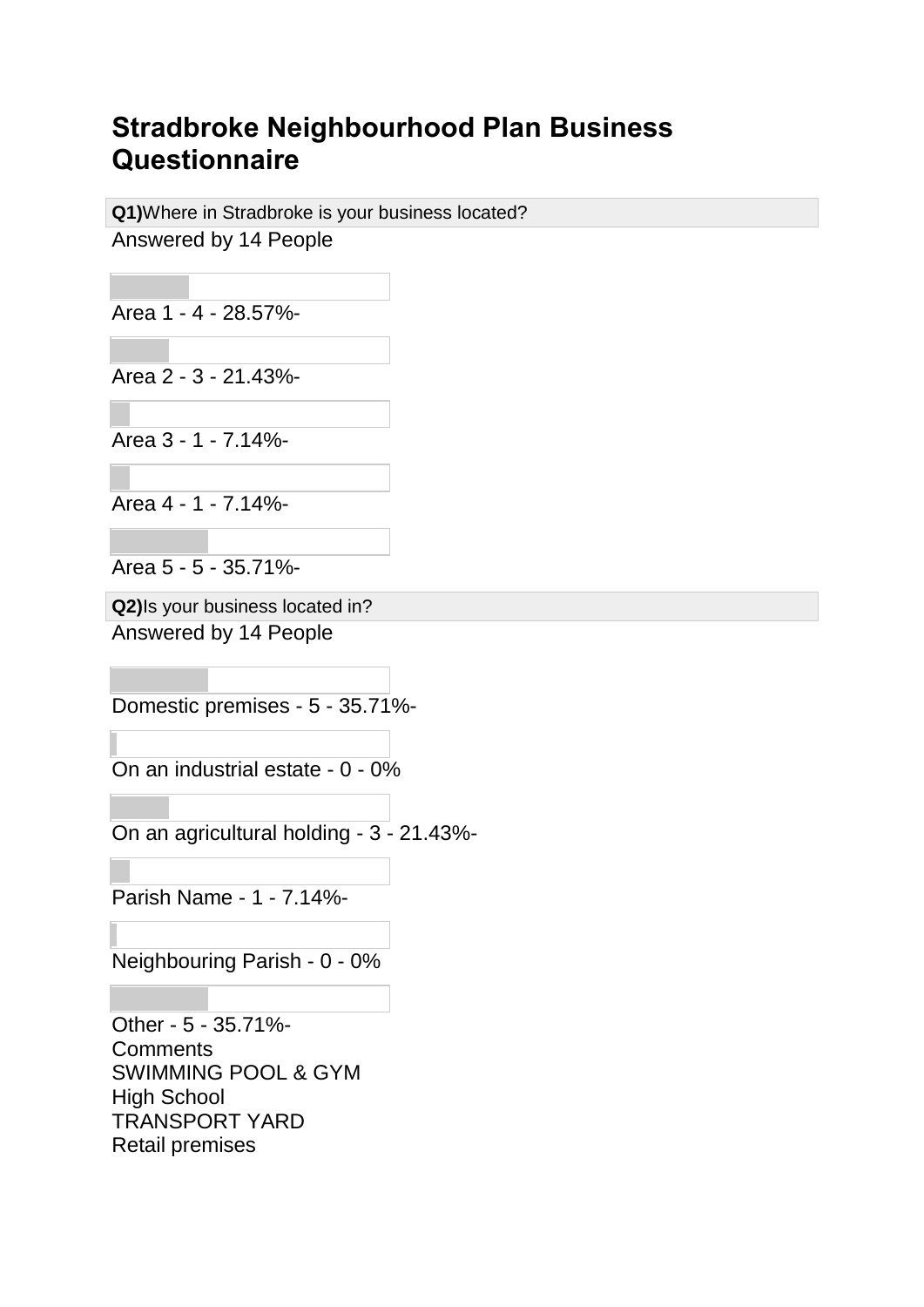# Stradbroke Neighbourhood Plan Business Questionnaire

**Q1)** Where in Stradbroke is your business located?

Answered by 14 People

Area 1 - 4 - 28.57%-

Area 2 - 3 - 21.43%-

Area 3 - 1 - 7.14%-

Area 4 - 1 - 7.14%-

Area 5 - 5 - 35.71%-

**Q2)** Is your business located in?

Answered by 14 People

Domestic premises - 5 - 35.71%-

On an industrial estate - 0 - 0%

On an agricultural holding - 3 - 21.43%-

Parish Name - 1 - 7.14%-

Neighbouring Parish - 0 - 0%

Other - 5 - 35.71%-

Comments

SWIMMING POOL & GYM

High School

TRANSPORT YARD

Retail premises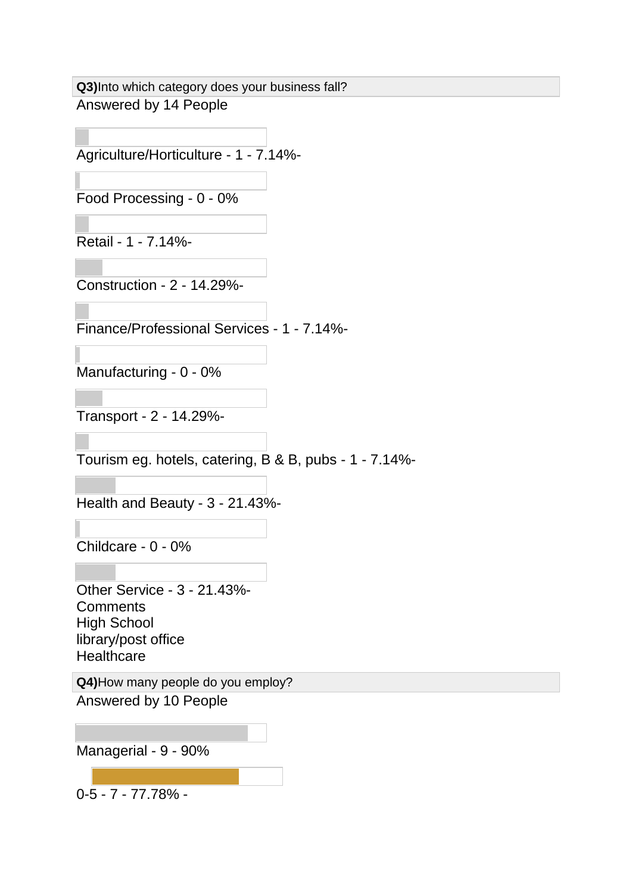**Q3)**Into which category does your business fall?

Answered by 14 People

Agriculture/Horticulture - 1 - 7.14%-

Food Processing - 0 - 0%

Retail - 1 - 7.14%-

Construction - 2 - 14.29%-

Finance/Professional Services - 1 - 7.14%-

Manufacturing - 0 - 0%

Transport - 2 - 14.29%-

Tourism eg. hotels, catering, B & B, pubs - 1 - 7.14%-

Health and Beauty - 3 - 21.43%-

Childcare - 0 - 0%

Other Service - 3 - 21.43%-

Comments

High School

library/post office

Healthcare

**Q4)**How many people do you employ?

Answered by 10 People

Managerial - 9 - 90%

0-5 - 7 - 77.78% -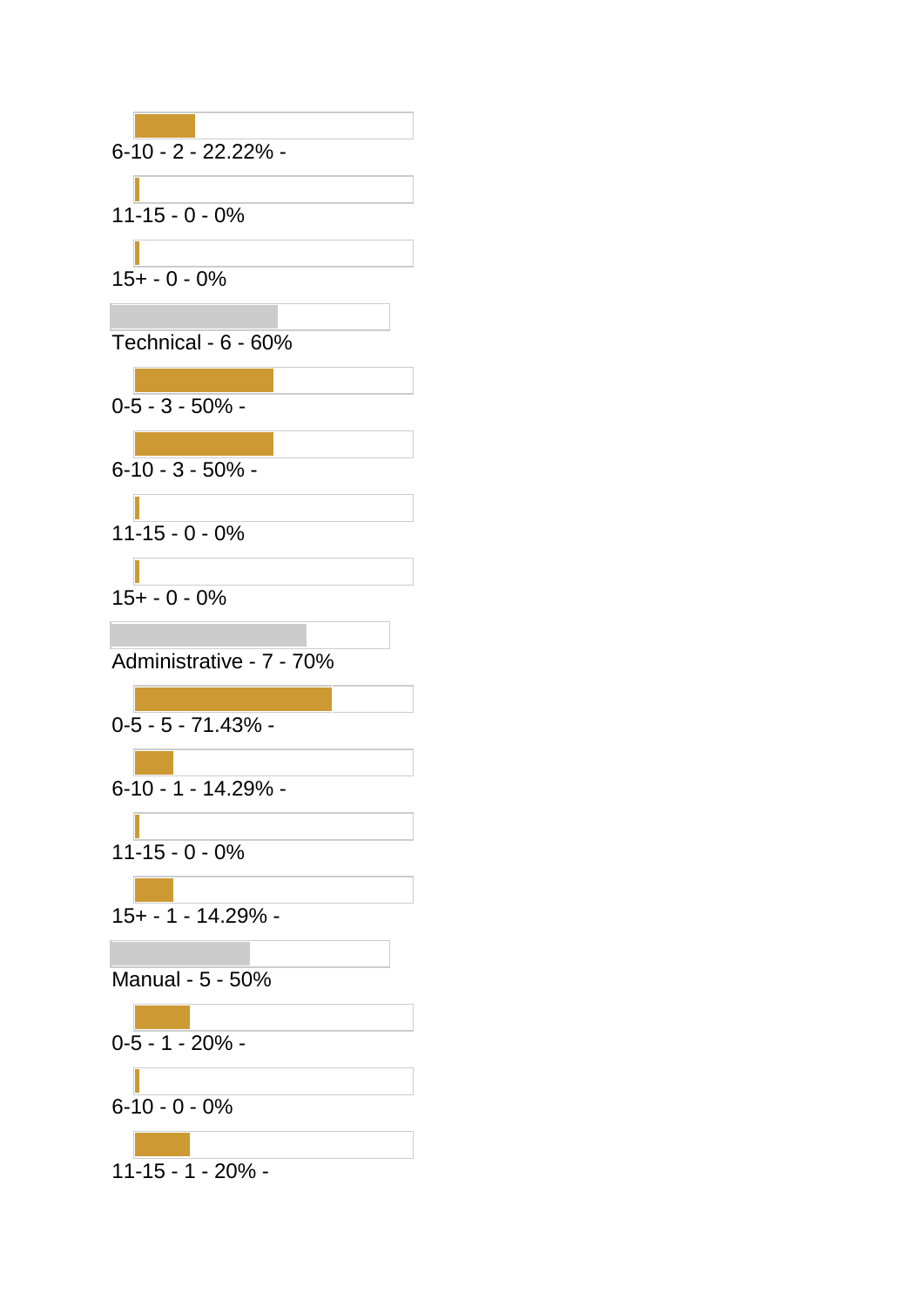6-10 - 2 - 22.22% -

11-15 - 0 - 0%

15+ - 0 - 0%

Technical - 6 - 60%

0-5 - 3 - 50% -

6-10 - 3 - 50% -

11-15 - 0 - 0%

15+ - 0 - 0%

Administrative - 7 - 70%

0-5 - 5 - 71.43% -

6-10 - 1 - 14.29% -

11-15 - 0 - 0%

15+ - 1 - 14.29% -

Manual - 5 - 50%

0-5 - 1 - 20% -

6-10 - 0 - 0%

11-15 - 1 - 20% -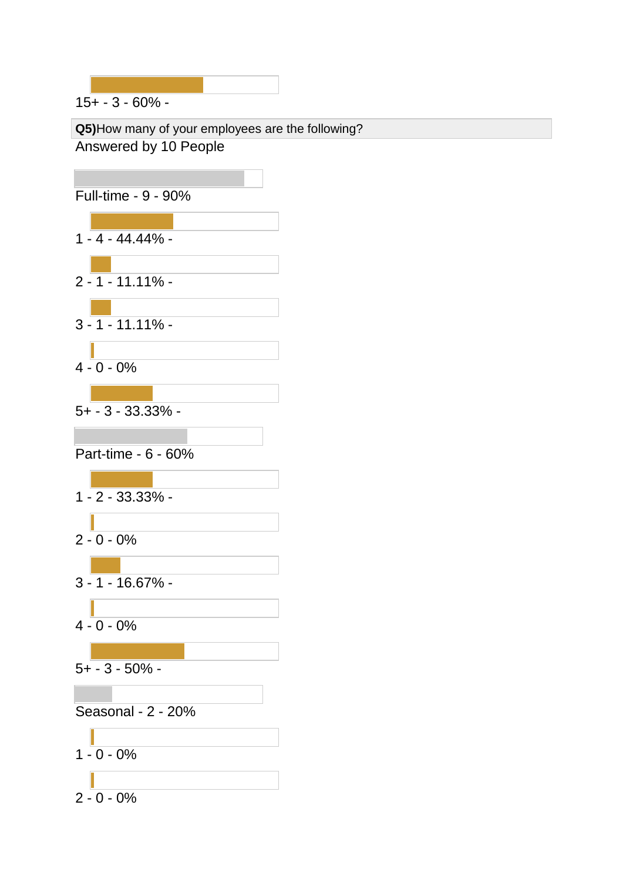15+ - 3 - 60% -

**Q5)**How many of your employees are the following?

Answered by 10 People

Full-time - 9 - 90%

1 - 4 - 44.44% -

2 - 1 - 11.11% -

3 - 1 - 11.11% -

4 - 0 - 0%

5+ - 3 - 33.33% -

Part-time - 6 - 60%

1 - 2 - 33.33% -

2 - 0 - 0%

3 - 1 - 16.67% -

4 - 0 - 0%

5+ - 3 - 50% -

Seasonal - 2 - 20%

1 - 0 - 0%

2 - 0 - 0%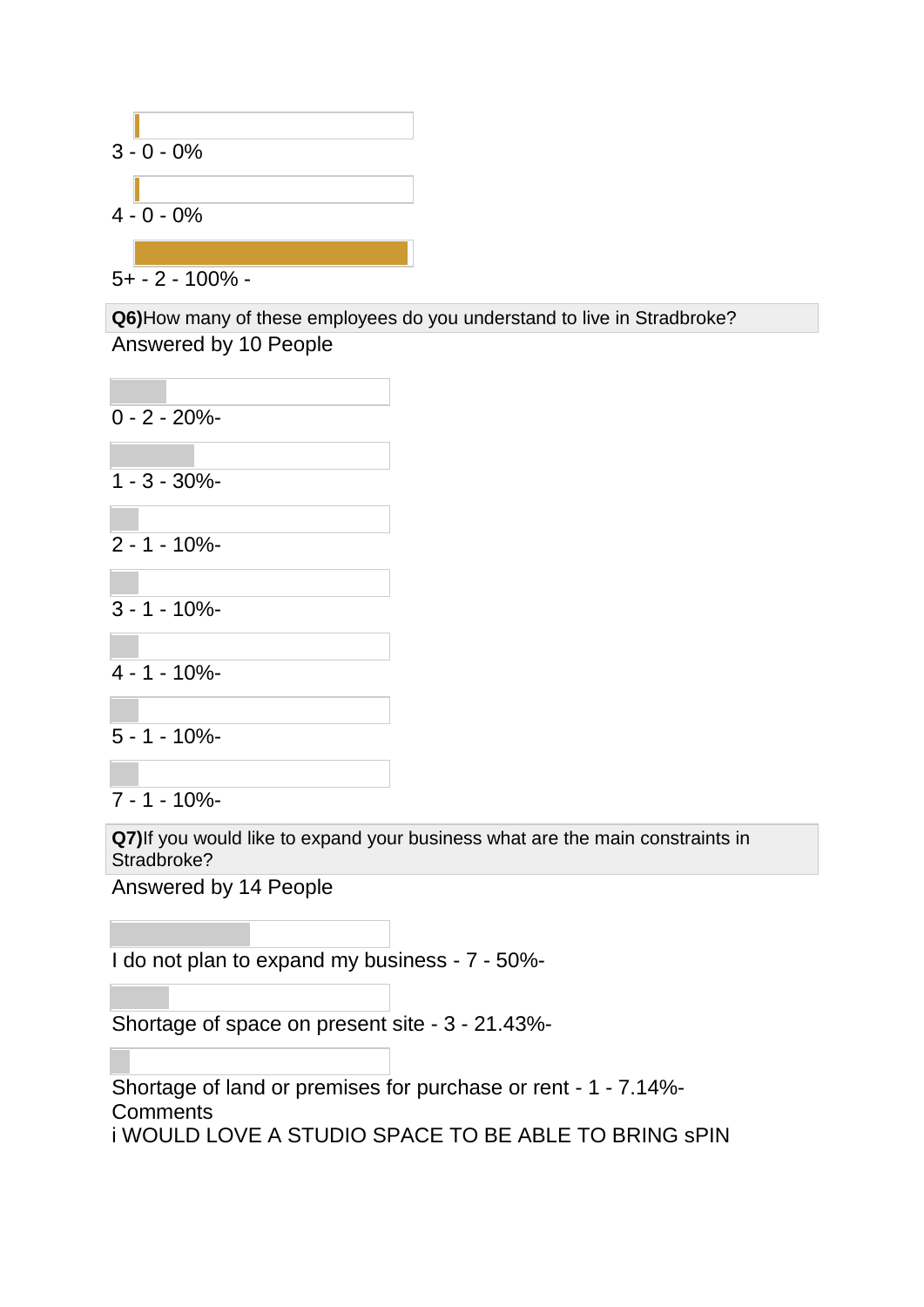3 - 0 - 0%

4 - 0 - 0%

5+ - 2 - 100% -

**Q6)**How many of these employees do you understand to live in Stradbroke?

Answered by 10 People

0 - 2 - 20%-

1 - 3 - 30%-

2 - 1 - 10%-

3 - 1 - 10%-

4 - 1 - 10%-

5 - 1 - 10%-

7 - 1 - 10%-

**Q7)**If you would like to expand your business what are the main constraints in Stradbroke?

Answered by 14 People

I do not plan to expand my business - 7 - 50%-

Shortage of space on present site - 3 - 21.43%-

Shortage of land or premises for purchase or rent - 1 - 7.14%-

Comments

i WOULD LOVE A STUDIO SPACE TO BE ABLE TO BRING sPIN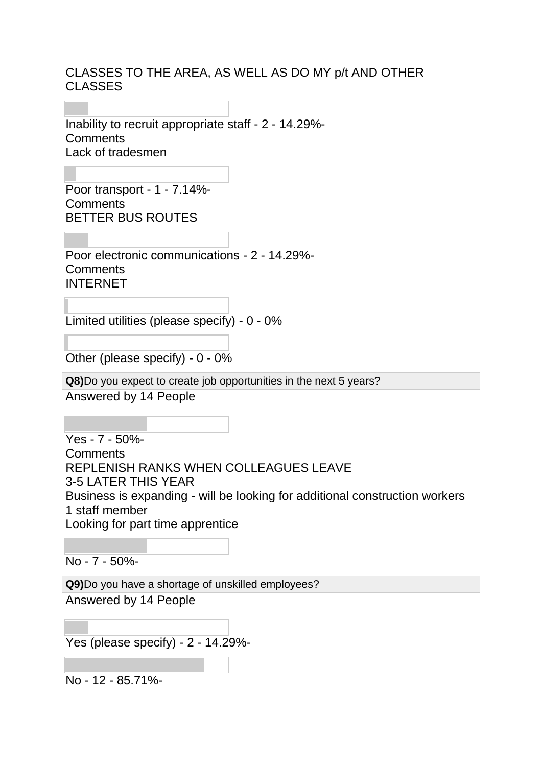CLASSES TO THE AREA, AS WELL AS DO MY p/t AND OTHER CLASSES

Inability to recruit appropriate staff - 2 - 14.29%-
Comments
Lack of tradesmen

Poor transport - 1 - 7.14%-
Comments
BETTER BUS ROUTES

Poor electronic communications - 2 - 14.29%-
Comments
INTERNET

Limited utilities (please specify) - 0 - 0%

Other (please specify) - 0 - 0%

**Q8)**Do you expect to create job opportunities in the next 5 years?
Answered by 14 People

Yes - 7 - 50%-
Comments
REPLENISH RANKS WHEN COLLEAGUES LEAVE
3-5 LATER THIS YEAR
Business is expanding - will be looking for additional construction workers
1 staff member
Looking for part time apprentice

No - 7 - 50%-

**Q9)**Do you have a shortage of unskilled employees?
Answered by 14 People

Yes (please specify) - 2 - 14.29%-

No - 12 - 85.71%-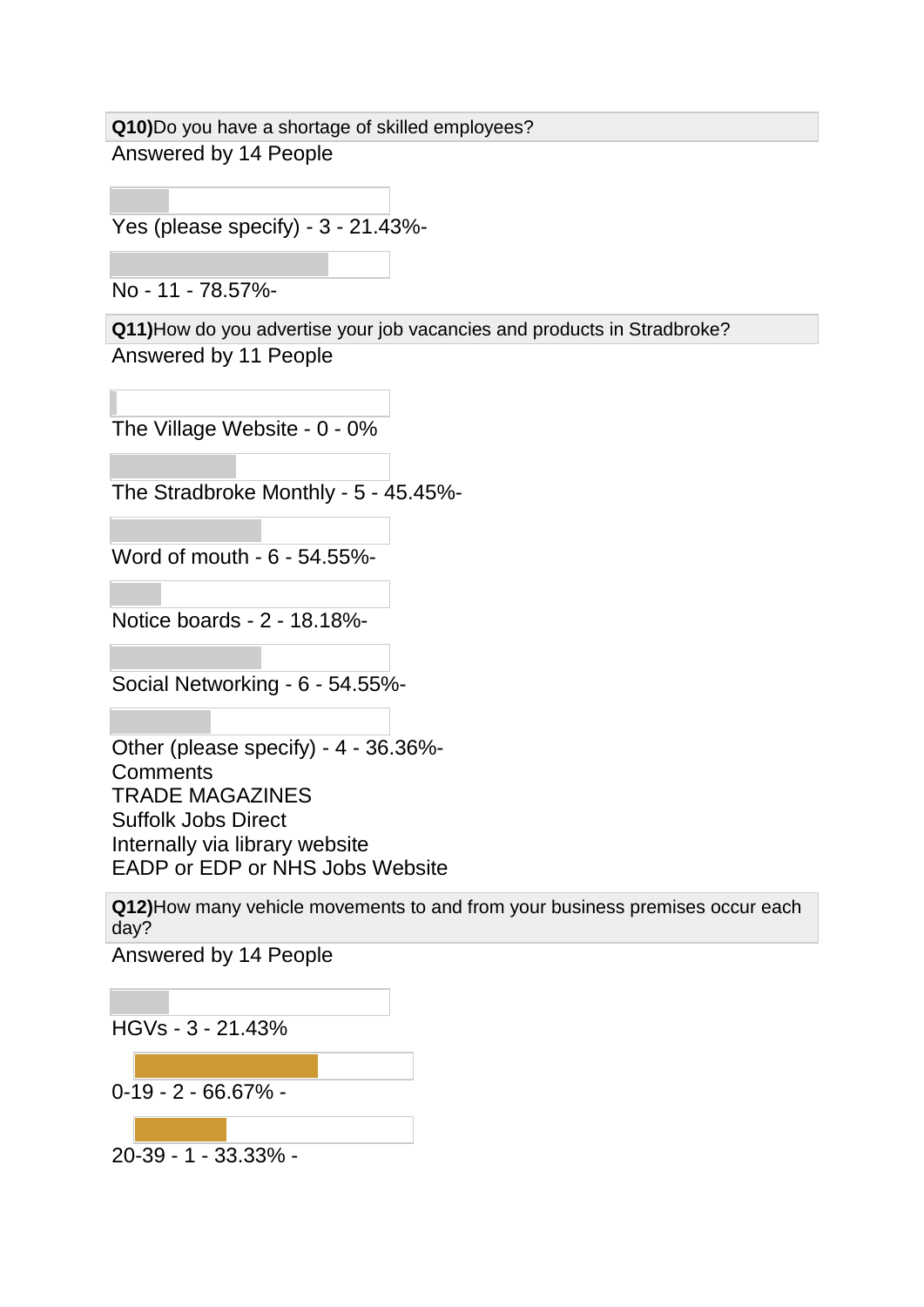**Q10)**Do you have a shortage of skilled employees?

Answered by 14 People

Yes (please specify) - 3 - 21.43%-

No - 11 - 78.57%-

**Q11)**How do you advertise your job vacancies and products in Stradbroke?

Answered by 11 People

The Village Website - 0 - 0%

The Stradbroke Monthly - 5 - 45.45%-

Word of mouth - 6 - 54.55%-

Notice boards - 2 - 18.18%-

Social Networking - 6 - 54.55%-

Other (please specify) - 4 - 36.36%-

Comments

TRADE MAGAZINES

Suffolk Jobs Direct

Internally via library website

EADP or EDP or NHS Jobs Website

**Q12)**How many vehicle movements to and from your business premises occur each day?

Answered by 14 People

HGVs - 3 - 21.43%

0-19 - 2 - 66.67% -

20-39 - 1 - 33.33% -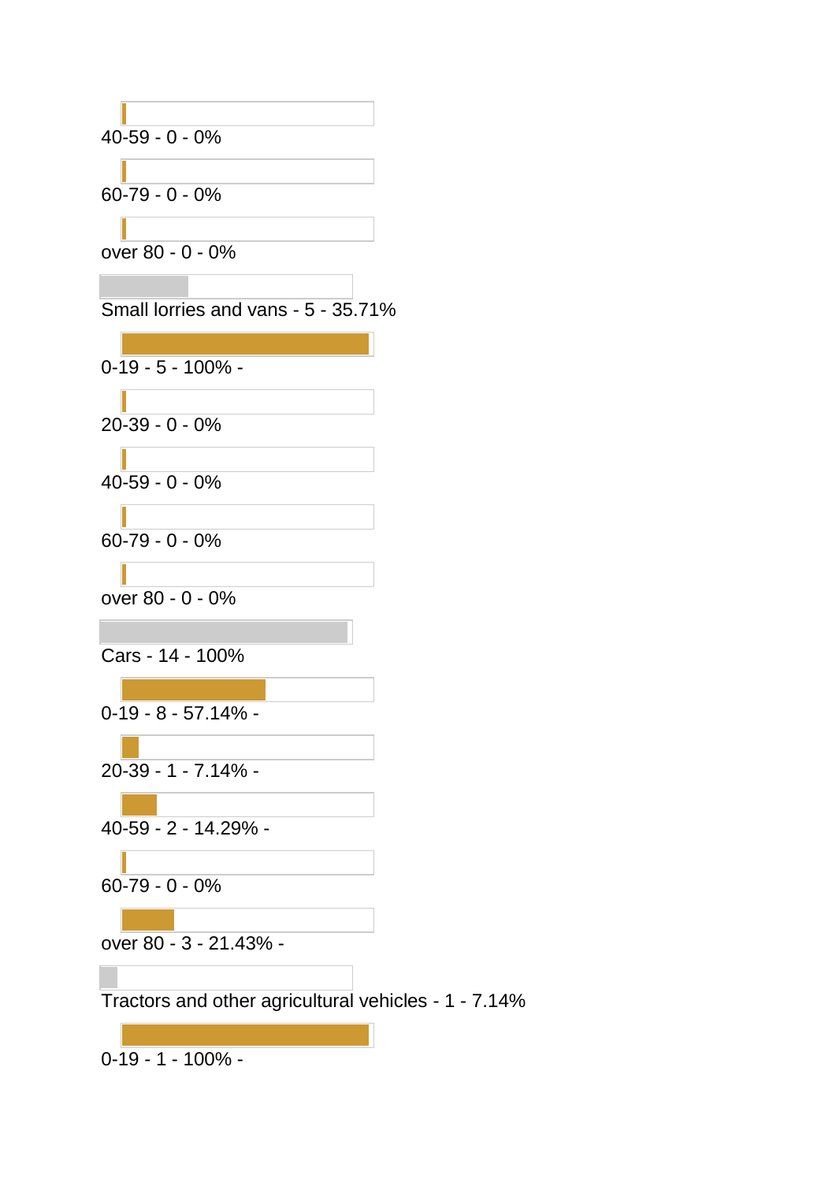40-59 - 0 - 0%

60-79 - 0 - 0%

over 80 - 0 - 0%

Small lorries and vans - 5 - 35.71%

0-19 - 5 - 100% -

20-39 - 0 - 0%

40-59 - 0 - 0%

60-79 - 0 - 0%

over 80 - 0 - 0%

Cars - 14 - 100%

0-19 - 8 - 57.14% -

20-39 - 1 - 7.14% -

40-59 - 2 - 14.29% -

60-79 - 0 - 0%

over 80 - 3 - 21.43% -

Tractors and other agricultural vehicles - 1 - 7.14%

0-19 - 1 - 100% -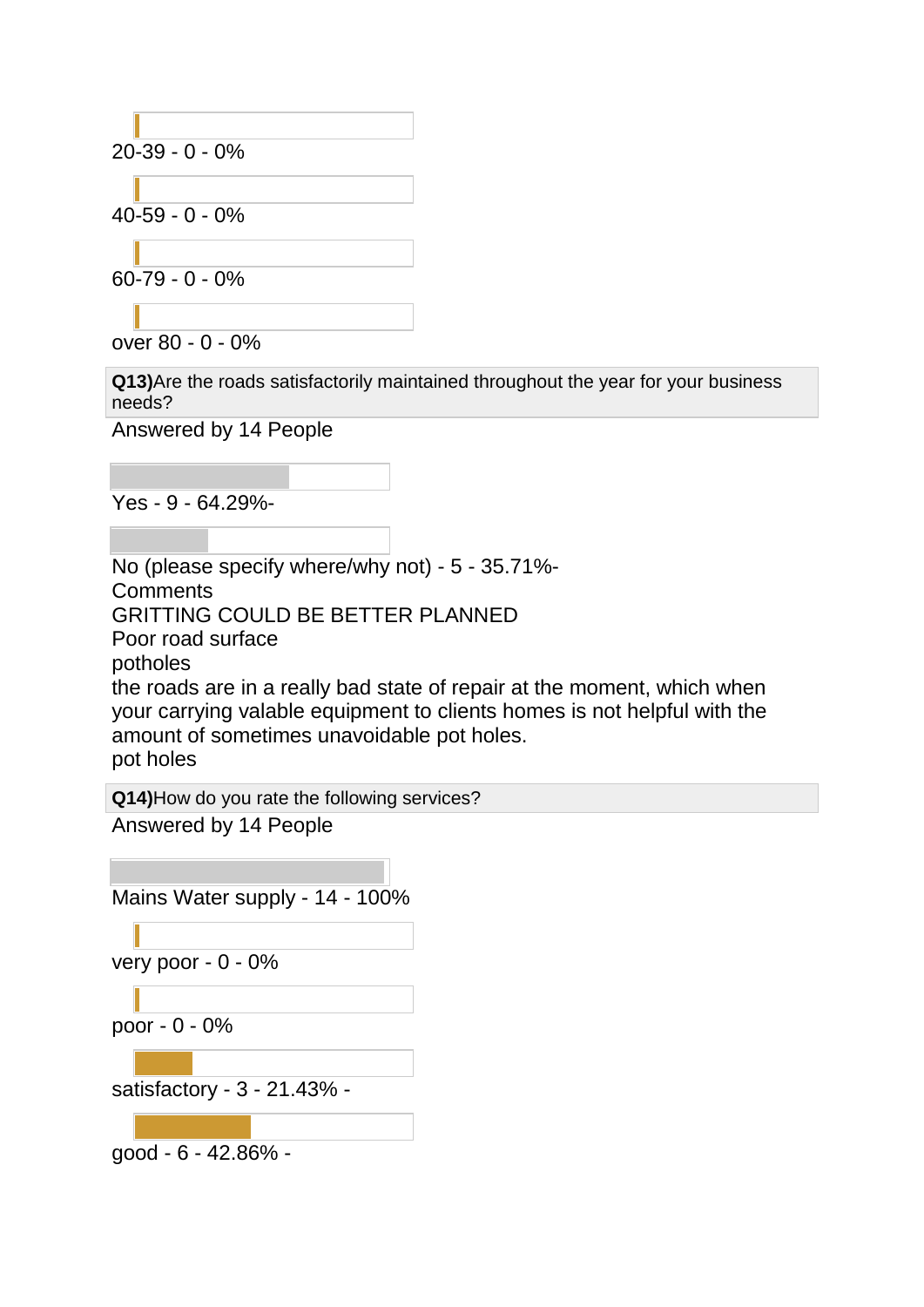20-39 - 0 - 0%

40-59 - 0 - 0%

60-79 - 0 - 0%

over 80 - 0 - 0%

**Q13)**Are the roads satisfactorily maintained throughout the year for your business needs?

Answered by 14 People

Yes - 9 - 64.29%-

No (please specify where/why not) - 5 - 35.71%-

Comments

GRITTING COULD BE BETTER PLANNED

Poor road surface

potholes

the roads are in a really bad state of repair at the moment, which when your carrying valable equipment to clients homes is not helpful with the amount of sometimes unavoidable pot holes.

pot holes

**Q14)**How do you rate the following services?

Answered by 14 People

Mains Water supply - 14 - 100%

very poor - 0 - 0%

poor - 0 - 0%

satisfactory - 3 - 21.43% -

good - 6 - 42.86% -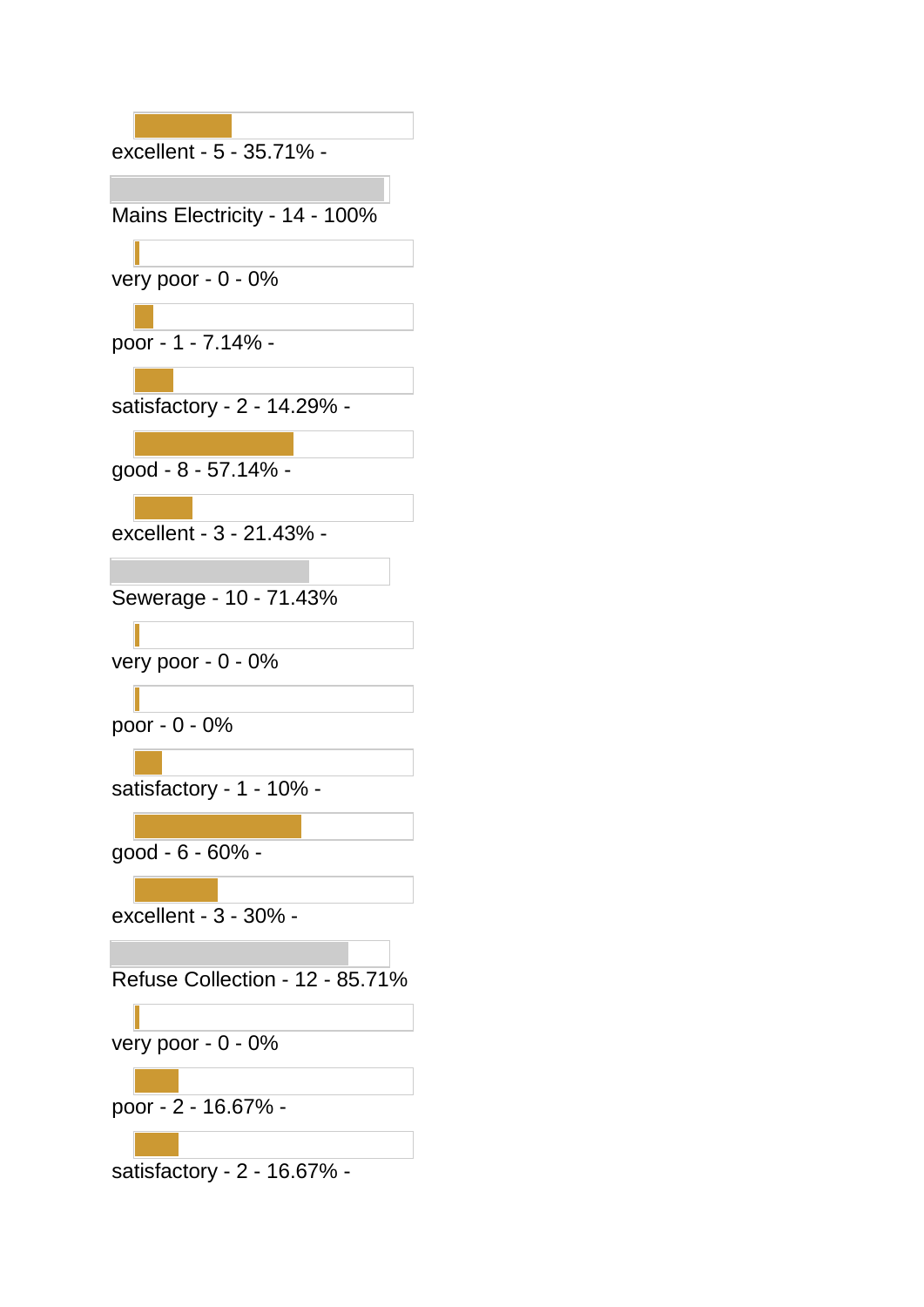excellent - 5 - 35.71% -

Mains Electricity - 14 - 100%

very poor - 0 - 0%

poor - 1 - 7.14% -

satisfactory - 2 - 14.29% -

good - 8 - 57.14% -

excellent - 3 - 21.43% -

Sewerage - 10 - 71.43%

very poor - 0 - 0%

poor - 0 - 0%

satisfactory - 1 - 10% -

good - 6 - 60% -

excellent - 3 - 30% -

Refuse Collection - 12 - 85.71%

very poor - 0 - 0%

poor - 2 - 16.67% -

satisfactory - 2 - 16.67% -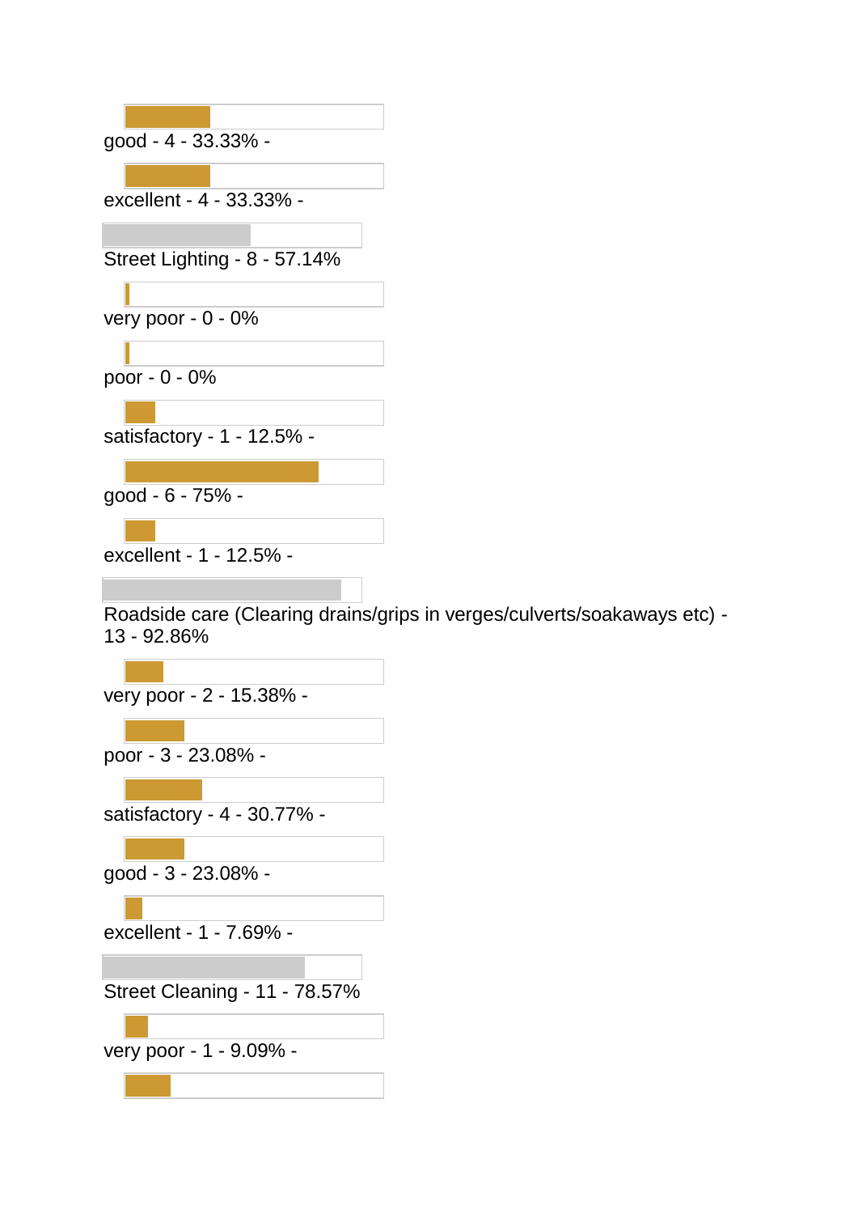good - 4 - 33.33% -

excellent - 4 - 33.33% -

Street Lighting - 8 - 57.14%

very poor - 0 - 0%

poor - 0 - 0%

satisfactory - 1 - 12.5% -

good - 6 - 75% -

excellent - 1 - 12.5% -

Roadside care (Clearing drains/grips in verges/culverts/soakaways etc) - 13 - 92.86%

very poor - 2 - 15.38% -

poor - 3 - 23.08% -

satisfactory - 4 - 30.77% -

good - 3 - 23.08% -

excellent - 1 - 7.69% -

Street Cleaning - 11 - 78.57%

very poor - 1 - 9.09% -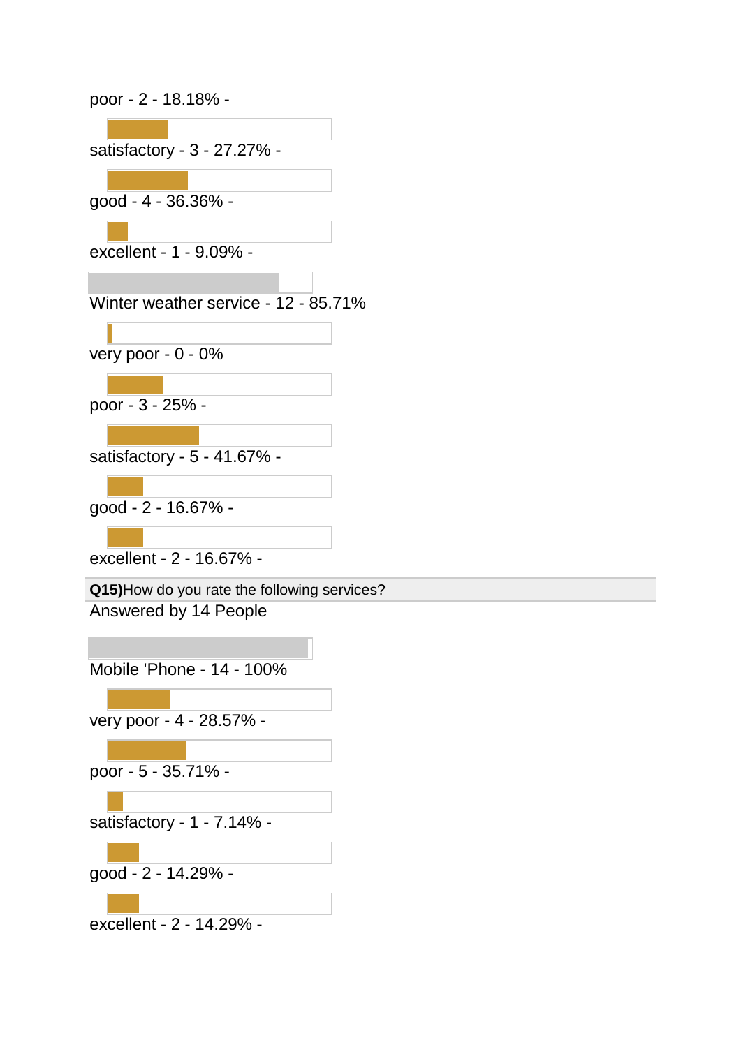poor - 2 - 18.18% -

satisfactory - 3 - 27.27% -

good - 4 - 36.36% -

excellent - 1 - 9.09% -

Winter weather service - 12 - 85.71%

very poor - 0 - 0%

poor - 3 - 25% -

satisfactory - 5 - 41.67% -

good - 2 - 16.67% -

excellent - 2 - 16.67% -

**Q15)**How do you rate the following services?

Answered by 14 People

Mobile 'Phone - 14 - 100%

very poor - 4 - 28.57% -

poor - 5 - 35.71% -

satisfactory - 1 - 7.14% -

good - 2 - 14.29% -

excellent - 2 - 14.29% -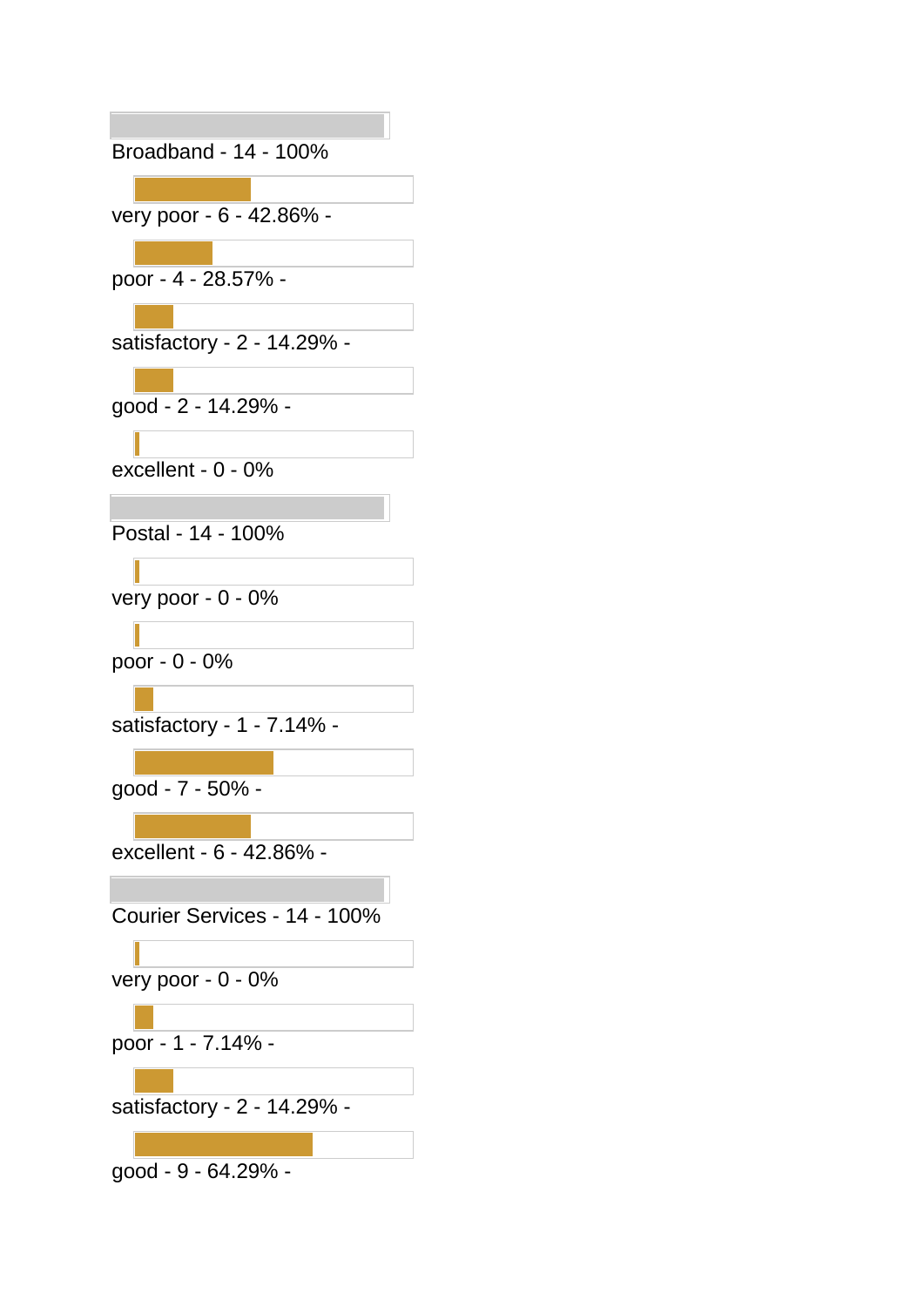Broadband - 14 - 100%

very poor - 6 - 42.86% -

poor - 4 - 28.57% -

satisfactory - 2 - 14.29% -

good - 2 - 14.29% -

excellent - 0 - 0%

Postal - 14 - 100%

very poor - 0 - 0%

poor - 0 - 0%

satisfactory - 1 - 7.14% -

good - 7 - 50% -

excellent - 6 - 42.86% -

Courier Services - 14 - 100%

very poor - 0 - 0%

poor - 1 - 7.14% -

satisfactory - 2 - 14.29% -

good - 9 - 64.29% -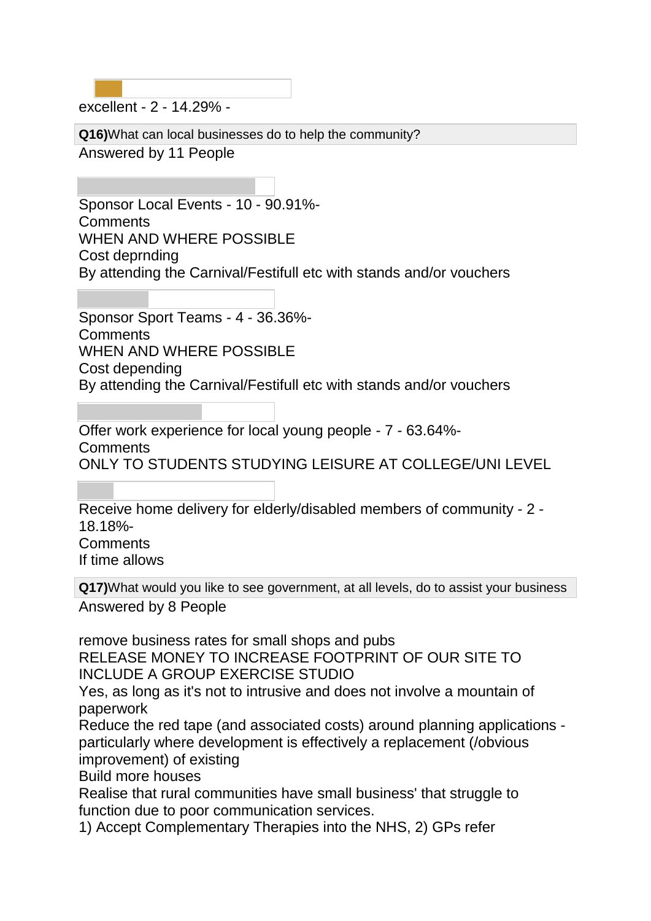excellent - 2 - 14.29% -

**Q16)**What can local businesses do to help the community?

Answered by 11 People

Sponsor Local Events - 10 - 90.91%-

Comments

WHEN AND WHERE POSSIBLE

Cost deprnding

By attending the Carnival/Festifull etc with stands and/or vouchers

Sponsor Sport Teams - 4 - 36.36%-

Comments

WHEN AND WHERE POSSIBLE

Cost depending

By attending the Carnival/Festifull etc with stands and/or vouchers

Offer work experience for local young people - 7 - 63.64%-

Comments

ONLY TO STUDENTS STUDYING LEISURE AT COLLEGE/UNI LEVEL

Receive home delivery for elderly/disabled members of community - 2 - 18.18%-

Comments

If time allows

**Q17)**What would you like to see government, at all levels, do to assist your business

Answered by 8 People

remove business rates for small shops and pubs

RELEASE MONEY TO INCREASE FOOTPRINT OF OUR SITE TO INCLUDE A GROUP EXERCISE STUDIO

Yes, as long as it's not to intrusive and does not involve a mountain of paperwork

Reduce the red tape (and associated costs) around planning applications - particularly where development is effectively a replacement (/obvious improvement) of existing

Build more houses

Realise that rural communities have small business' that struggle to function due to poor communication services.

1) Accept Complementary Therapies into the NHS, 2) GPs refer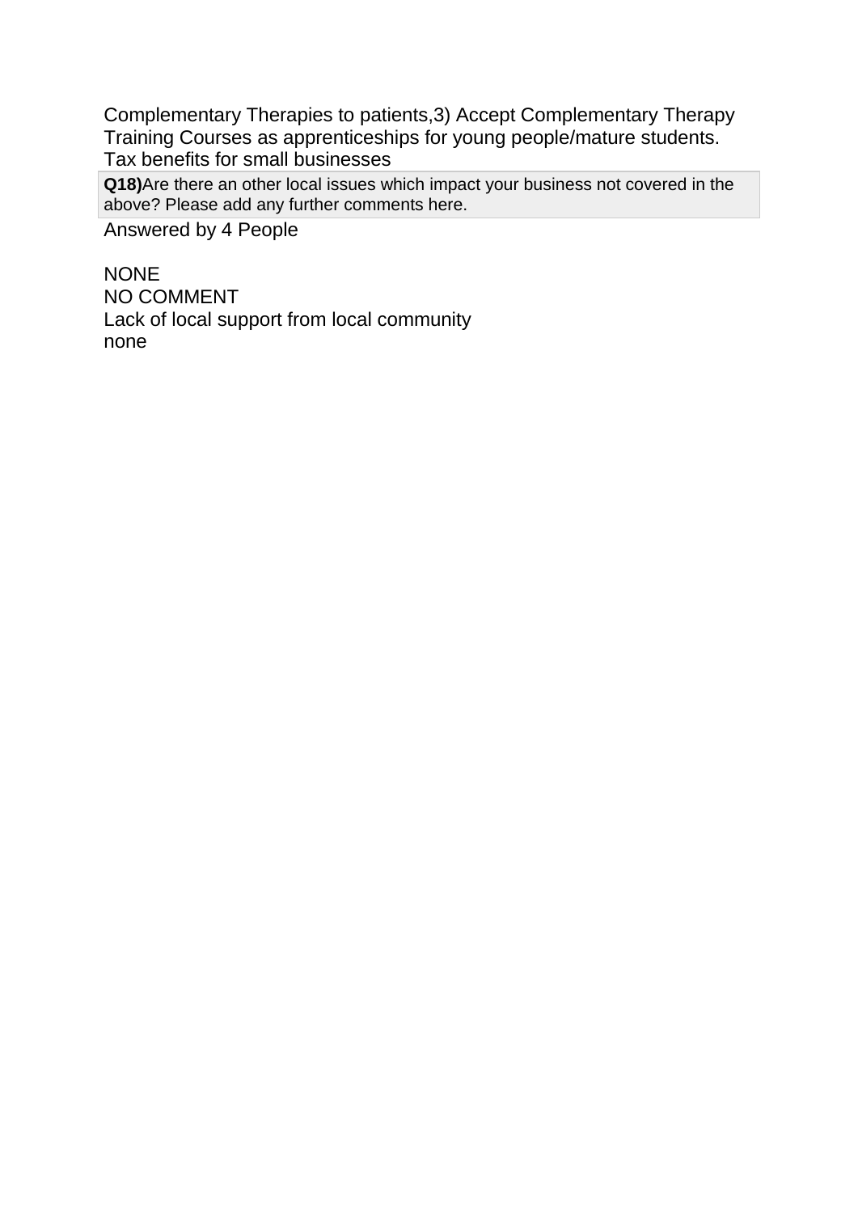Complementary Therapies to patients,3) Accept Complementary Therapy Training Courses as apprenticeships for young people/mature students.
Tax benefits for small businesses

**Q18)**Are there an other local issues which impact your business not covered in the above? Please add any further comments here.

Answered by 4 People

NONE
NO COMMENT
Lack of local support from local community
none